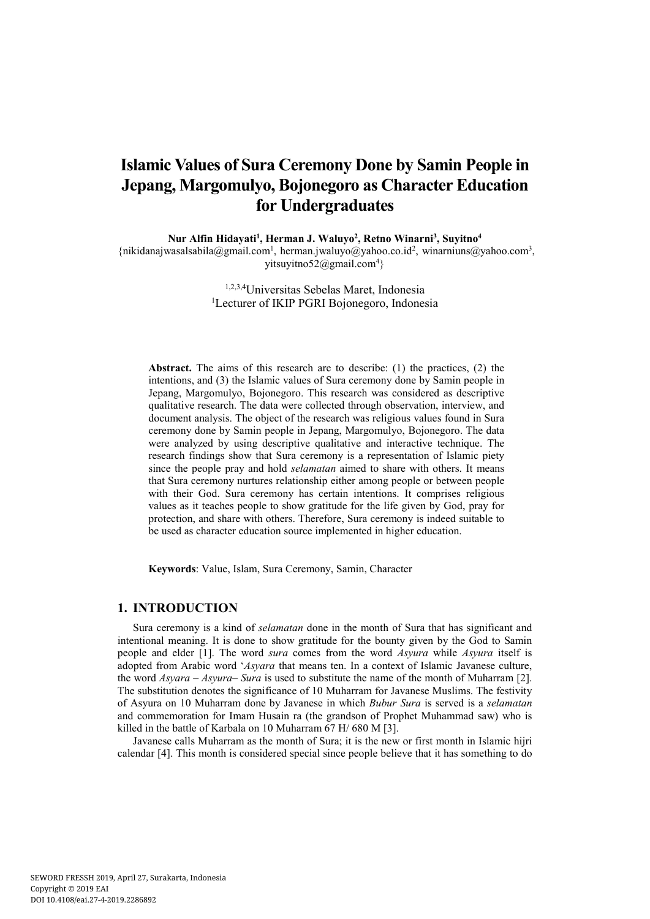# Islamic Values of Sura Ceremony Done by Samin People in Jepang, Margomulyo, Bojonegoro as Character Education for Undergraduates

**Nur Alfin Hidayati[1], Herman J. Waluyo[2], Retno Winarni[3], Suyitno[4]**
{nikidanajwasalsabila@gmail.com[1], herman.jwaluyo@yahoo.co.id[2], winarniuns@yahoo.com[3], yitsuyitno52@gmail.com[4]}

[1,2,3,4]Universitas Sebelas Maret, Indonesia
[1]Lecturer of IKIP PGRI Bojonegoro, Indonesia

**Abstract.** The aims of this research are to describe: (1) the practices, (2) the intentions, and (3) the Islamic values of Sura ceremony done by Samin people in Jepang, Margomulyo, Bojonegoro. This research was considered as descriptive qualitative research. The data were collected through observation, interview, and document analysis. The object of the research was religious values found in Sura ceremony done by Samin people in Jepang, Margomulyo, Bojonegoro. The data were analyzed by using descriptive qualitative and interactive technique. The research findings show that Sura ceremony is a representation of Islamic piety since the people pray and hold *selamatan* aimed to share with others. It means that Sura ceremony nurtures relationship either among people or between people with their God. Sura ceremony has certain intentions. It comprises religious values as it teaches people to show gratitude for the life given by God, pray for protection, and share with others. Therefore, Sura ceremony is indeed suitable to be used as character education source implemented in higher education.

**Keywords**: Value, Islam, Sura Ceremony, Samin, Character

## 1. INTRODUCTION

Sura ceremony is a kind of *selamatan* done in the month of Sura that has significant and intentional meaning. It is done to show gratitude for the bounty given by the God to Samin people and elder [1]. The word *sura* comes from the word *Asyura* while *Asyura* itself is adopted from Arabic word '*Asyara* that means ten. In a context of Islamic Javanese culture, the word *Asyara – Asyura– Sura* is used to substitute the name of the month of Muharram [2]. The substitution denotes the significance of 10 Muharram for Javanese Muslims. The festivity of Asyura on 10 Muharram done by Javanese in which *Bubur Sura* is served is a *selamatan* and commemoration for Imam Husain ra (the grandson of Prophet Muhammad saw) who is killed in the battle of Karbala on 10 Muharram 67 H/ 680 M [3].

Javanese calls Muharram as the month of Sura; it is the new or first month in Islamic hijri calendar [4]. This month is considered special since people believe that it has something to do

SEWORD FRESSH 2019, April 27, Surakarta, Indonesia
Copyright © 2019 EAI
DOI 10.4108/eai.27-4-2019.2286892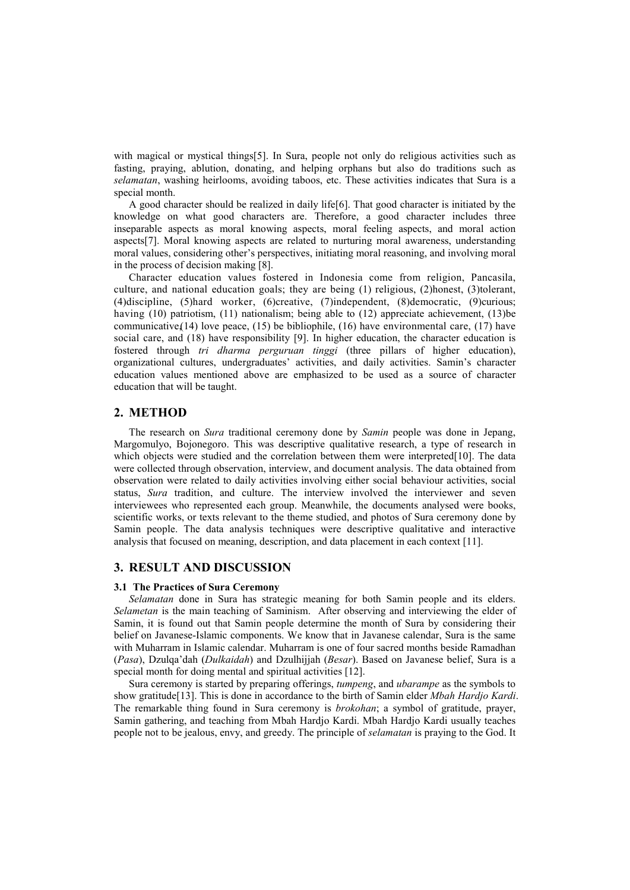with magical or mystical things[5]. In Sura, people not only do religious activities such as fasting, praying, ablution, donating, and helping orphans but also do traditions such as *selamatan*, washing heirlooms, avoiding taboos, etc. These activities indicates that Sura is a special month.

A good character should be realized in daily life[6]. That good character is initiated by the knowledge on what good characters are. Therefore, a good character includes three inseparable aspects as moral knowing aspects, moral feeling aspects, and moral action aspects[7]. Moral knowing aspects are related to nurturing moral awareness, understanding moral values, considering other's perspectives, initiating moral reasoning, and involving moral in the process of decision making [8].

Character education values fostered in Indonesia come from religion, Pancasila, culture, and national education goals; they are being (1) religious, (2)honest, (3)tolerant, (4)discipline, (5)hard worker, (6)creative, (7)independent, (8)democratic, (9)curious; having (10) patriotism, (11) nationalism; being able to (12) appreciate achievement, (13)be communicative,(14) love peace, (15) be bibliophile, (16) have environmental care, (17) have social care, and (18) have responsibility [9]. In higher education, the character education is fostered through *tri dharma perguruan tinggi* (three pillars of higher education), organizational cultures, undergraduates' activities, and daily activities. Samin's character education values mentioned above are emphasized to be used as a source of character education that will be taught.

## 2. METHOD

The research on *Sura* traditional ceremony done by *Samin* people was done in Jepang, Margomulyo, Bojonegoro. This was descriptive qualitative research, a type of research in which objects were studied and the correlation between them were interpreted[10]. The data were collected through observation, interview, and document analysis. The data obtained from observation were related to daily activities involving either social behaviour activities, social status, *Sura* tradition, and culture. The interview involved the interviewer and seven interviewees who represented each group. Meanwhile, the documents analysed were books, scientific works, or texts relevant to the theme studied, and photos of Sura ceremony done by Samin people. The data analysis techniques were descriptive qualitative and interactive analysis that focused on meaning, description, and data placement in each context [11].

## 3. RESULT AND DISCUSSION

### 3.1 The Practices of Sura Ceremony

*Selamatan* done in Sura has strategic meaning for both Samin people and its elders. *Selametan* is the main teaching of Saminism. After observing and interviewing the elder of Samin, it is found out that Samin people determine the month of Sura by considering their belief on Javanese-Islamic components. We know that in Javanese calendar, Sura is the same with Muharram in Islamic calendar. Muharram is one of four sacred months beside Ramadhan (*Pasa*), Dzulqa'dah (*Dulkaidah*) and Dzulhijjah (*Besar*). Based on Javanese belief, Sura is a special month for doing mental and spiritual activities [12].

Sura ceremony is started by preparing offerings, *tumpeng*, and *ubarampe* as the symbols to show gratitude[13]. This is done in accordance to the birth of Samin elder *Mbah Hardjo Kardi*. The remarkable thing found in Sura ceremony is *brokohan*; a symbol of gratitude, prayer, Samin gathering, and teaching from Mbah Hardjo Kardi. Mbah Hardjo Kardi usually teaches people not to be jealous, envy, and greedy. The principle of *selamatan* is praying to the God. It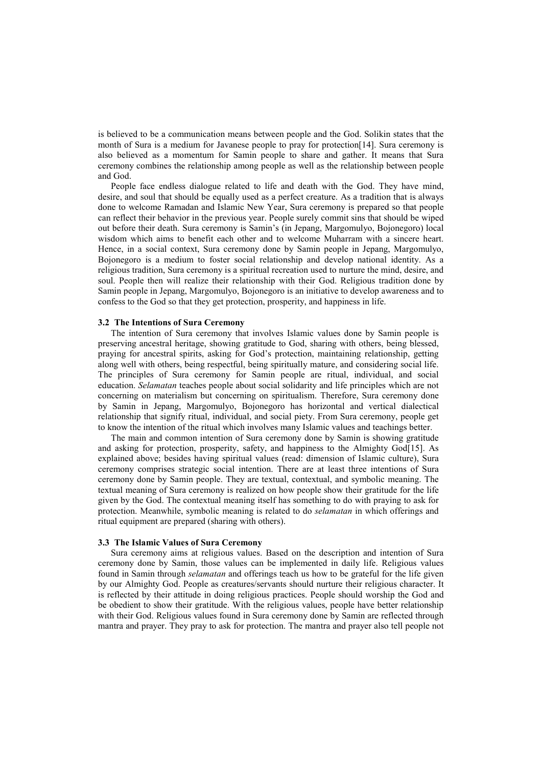is believed to be a communication means between people and the God. Solikin states that the month of Sura is a medium for Javanese people to pray for protection[14]. Sura ceremony is also believed as a momentum for Samin people to share and gather. It means that Sura ceremony combines the relationship among people as well as the relationship between people and God.

People face endless dialogue related to life and death with the God. They have mind, desire, and soul that should be equally used as a perfect creature. As a tradition that is always done to welcome Ramadan and Islamic New Year, Sura ceremony is prepared so that people can reflect their behavior in the previous year. People surely commit sins that should be wiped out before their death. Sura ceremony is Samin's (in Jepang, Margomulyo, Bojonegoro) local wisdom which aims to benefit each other and to welcome Muharram with a sincere heart. Hence, in a social context, Sura ceremony done by Samin people in Jepang, Margomulyo, Bojonegoro is a medium to foster social relationship and develop national identity. As a religious tradition, Sura ceremony is a spiritual recreation used to nurture the mind, desire, and soul. People then will realize their relationship with their God. Religious tradition done by Samin people in Jepang, Margomulyo, Bojonegoro is an initiative to develop awareness and to confess to the God so that they get protection, prosperity, and happiness in life.

### 3.2 The Intentions of Sura Ceremony

The intention of Sura ceremony that involves Islamic values done by Samin people is preserving ancestral heritage, showing gratitude to God, sharing with others, being blessed, praying for ancestral spirits, asking for God's protection, maintaining relationship, getting along well with others, being respectful, being spiritually mature, and considering social life. The principles of Sura ceremony for Samin people are ritual, individual, and social education. *Selamatan* teaches people about social solidarity and life principles which are not concerning on materialism but concerning on spiritualism. Therefore, Sura ceremony done by Samin in Jepang, Margomulyo, Bojonegoro has horizontal and vertical dialectical relationship that signify ritual, individual, and social piety. From Sura ceremony, people get to know the intention of the ritual which involves many Islamic values and teachings better.

The main and common intention of Sura ceremony done by Samin is showing gratitude and asking for protection, prosperity, safety, and happiness to the Almighty God[15]. As explained above; besides having spiritual values (read: dimension of Islamic culture), Sura ceremony comprises strategic social intention. There are at least three intentions of Sura ceremony done by Samin people. They are textual, contextual, and symbolic meaning. The textual meaning of Sura ceremony is realized on how people show their gratitude for the life given by the God. The contextual meaning itself has something to do with praying to ask for protection. Meanwhile, symbolic meaning is related to do *selamatan* in which offerings and ritual equipment are prepared (sharing with others).

### 3.3 The Islamic Values of Sura Ceremony

Sura ceremony aims at religious values. Based on the description and intention of Sura ceremony done by Samin, those values can be implemented in daily life. Religious values found in Samin through *selamatan* and offerings teach us how to be grateful for the life given by our Almighty God. People as creatures/servants should nurture their religious character. It is reflected by their attitude in doing religious practices. People should worship the God and be obedient to show their gratitude. With the religious values, people have better relationship with their God. Religious values found in Sura ceremony done by Samin are reflected through mantra and prayer. They pray to ask for protection. The mantra and prayer also tell people not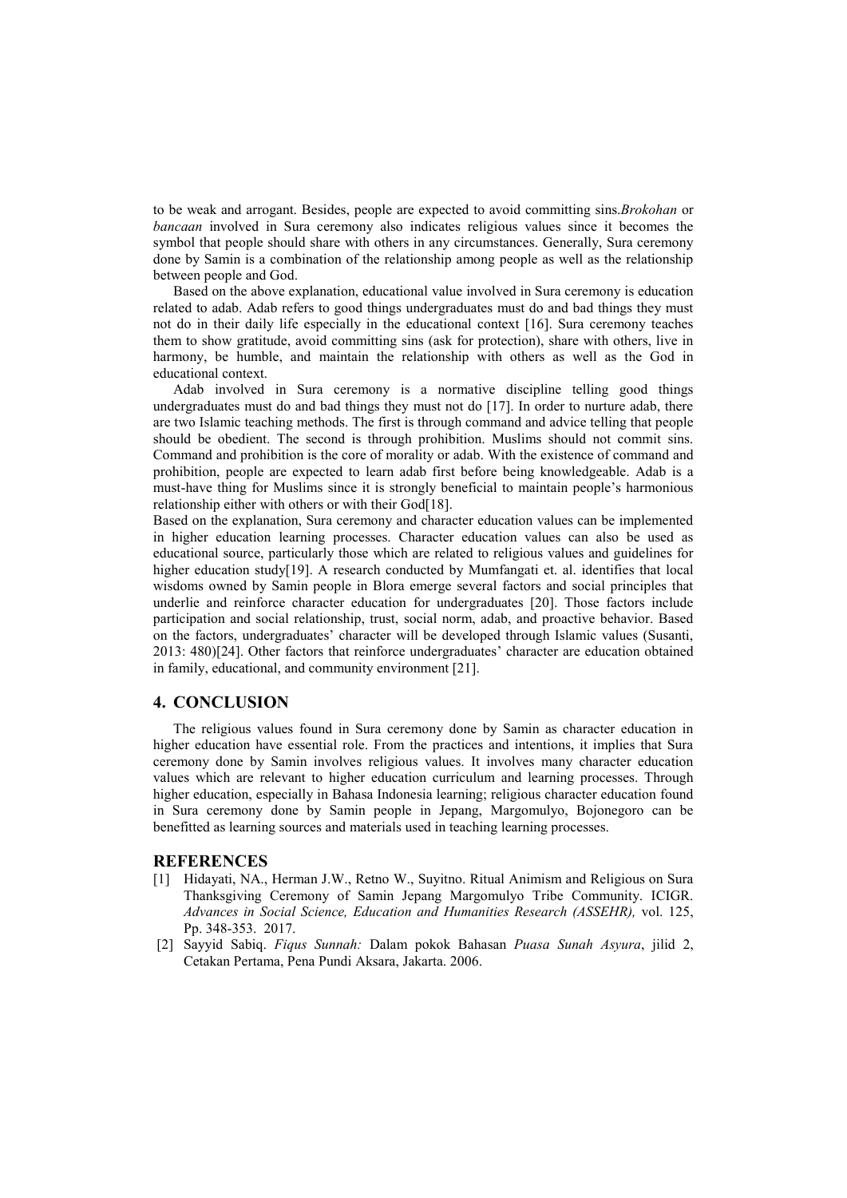to be weak and arrogant. Besides, people are expected to avoid committing sins.*Brokohan* or *bancaan* involved in Sura ceremony also indicates religious values since it becomes the symbol that people should share with others in any circumstances. Generally, Sura ceremony done by Samin is a combination of the relationship among people as well as the relationship between people and God.

Based on the above explanation, educational value involved in Sura ceremony is education related to adab. Adab refers to good things undergraduates must do and bad things they must not do in their daily life especially in the educational context [16]. Sura ceremony teaches them to show gratitude, avoid committing sins (ask for protection), share with others, live in harmony, be humble, and maintain the relationship with others as well as the God in educational context.

Adab involved in Sura ceremony is a normative discipline telling good things undergraduates must do and bad things they must not do [17]. In order to nurture adab, there are two Islamic teaching methods. The first is through command and advice telling that people should be obedient. The second is through prohibition. Muslims should not commit sins. Command and prohibition is the core of morality or adab. With the existence of command and prohibition, people are expected to learn adab first before being knowledgeable. Adab is a must-have thing for Muslims since it is strongly beneficial to maintain people's harmonious relationship either with others or with their God[18].

Based on the explanation, Sura ceremony and character education values can be implemented in higher education learning processes. Character education values can also be used as educational source, particularly those which are related to religious values and guidelines for higher education study[19]. A research conducted by Mumfangati et. al. identifies that local wisdoms owned by Samin people in Blora emerge several factors and social principles that underlie and reinforce character education for undergraduates [20]. Those factors include participation and social relationship, trust, social norm, adab, and proactive behavior. Based on the factors, undergraduates' character will be developed through Islamic values (Susanti, 2013: 480)[24]. Other factors that reinforce undergraduates' character are education obtained in family, educational, and community environment [21].

## 4. CONCLUSION

The religious values found in Sura ceremony done by Samin as character education in higher education have essential role. From the practices and intentions, it implies that Sura ceremony done by Samin involves religious values. It involves many character education values which are relevant to higher education curriculum and learning processes. Through higher education, especially in Bahasa Indonesia learning; religious character education found in Sura ceremony done by Samin people in Jepang, Margomulyo, Bojonegoro can be benefitted as learning sources and materials used in teaching learning processes.

## REFERENCES

[1] Hidayati, NA., Herman J.W., Retno W., Suyitno. Ritual Animism and Religious on Sura Thanksgiving Ceremony of Samin Jepang Margomulyo Tribe Community. ICIGR. *Advances in Social Science, Education and Humanities Research (ASSEHR),* vol. 125, Pp. 348-353. 2017.

[2] Sayyid Sabiq. *Fiqus Sunnah:* Dalam pokok Bahasan *Puasa Sunah Asyura*, jilid 2, Cetakan Pertama, Pena Pundi Aksara, Jakarta. 2006.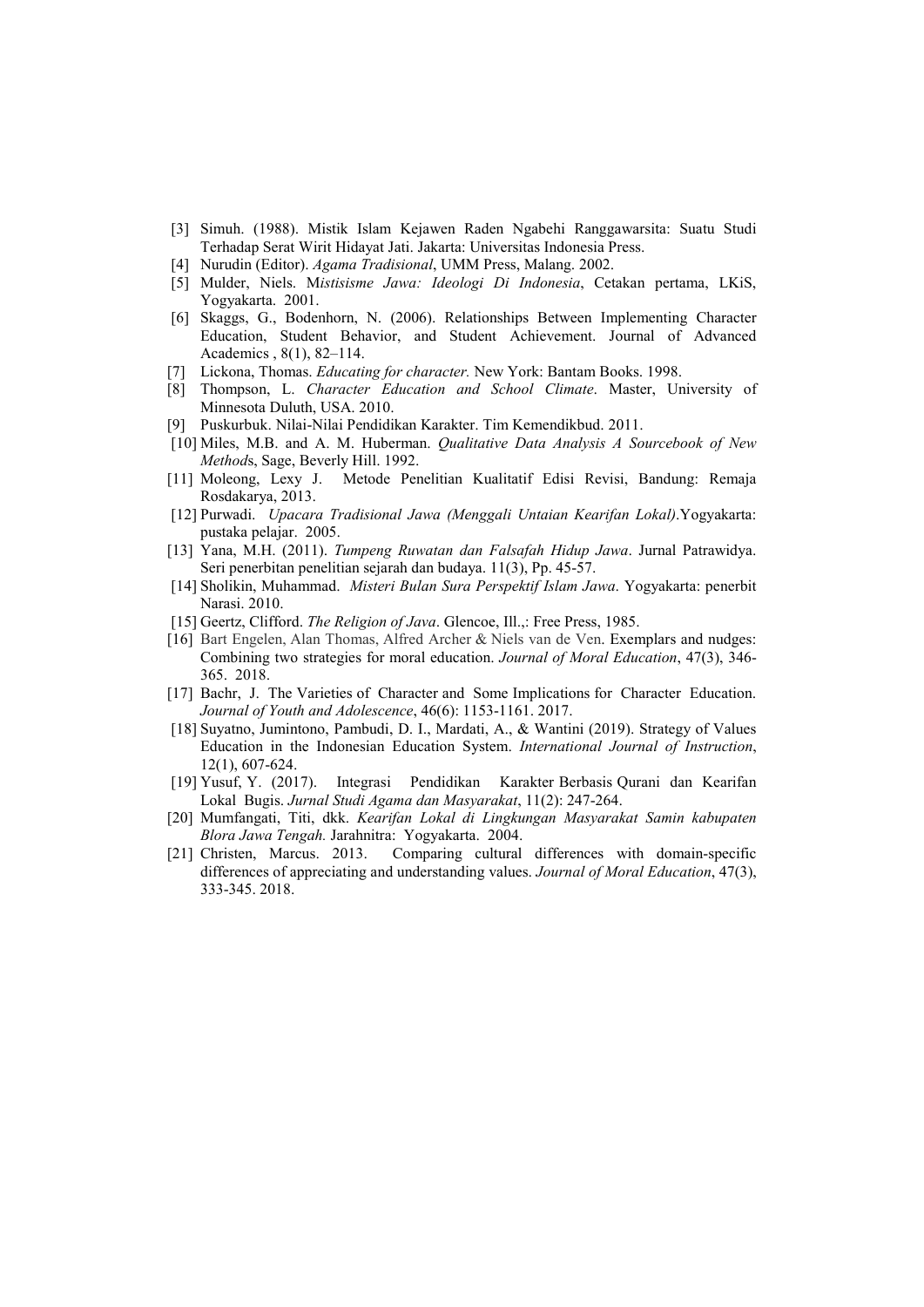[3] Simuh. (1988). Mistik Islam Kejawen Raden Ngabehi Ranggawarsita: Suatu Studi Terhadap Serat Wirit Hidayat Jati. Jakarta: Universitas Indonesia Press.

[4] Nurudin (Editor). *Agama Tradisional*, UMM Press, Malang. 2002.

[5] Mulder, Niels. M*istisisme Jawa: Ideologi Di Indonesia*, Cetakan pertama, LKiS, Yogyakarta. 2001.

[6] Skaggs, G., Bodenhorn, N. (2006). Relationships Between Implementing Character Education, Student Behavior, and Student Achievement. Journal of Advanced Academics , 8(1), 82–114.

[7] Lickona, Thomas. *Educating for character.* New York: Bantam Books. 1998.

[8] Thompson, L. *Character Education and School Climate*. Master, University of Minnesota Duluth, USA. 2010.

[9] Puskurbuk. Nilai-Nilai Pendidikan Karakter. Tim Kemendikbud. 2011.

[10] Miles, M.B. and A. M. Huberman. *Qualitative Data Analysis A Sourcebook of New Method*s, Sage, Beverly Hill. 1992.

[11] Moleong, Lexy J. Metode Penelitian Kualitatif Edisi Revisi, Bandung: Remaja Rosdakarya, 2013.

[12] Purwadi. *Upacara Tradisional Jawa (Menggali Untaian Kearifan Lokal)*.Yogyakarta: pustaka pelajar. 2005.

[13] Yana, M.H. (2011). *Tumpeng Ruwatan dan Falsafah Hidup Jawa*. Jurnal Patrawidya. Seri penerbitan penelitian sejarah dan budaya. 11(3), Pp. 45-57.

[14] Sholikin, Muhammad. *Misteri Bulan Sura Perspektif Islam Jawa*. Yogyakarta: penerbit Narasi. 2010.

[15] Geertz, Clifford. *The Religion of Java*. Glencoe, Ill.,: Free Press, 1985.

[16] Bart Engelen, Alan Thomas, Alfred Archer & Niels van de Ven. Exemplars and nudges: Combining two strategies for moral education. *Journal of Moral Education*, 47(3), 346-365. 2018.

[17] Bachr, J. The Varieties of Character and Some Implications for Character Education. *Journal of Youth and Adolescence*, 46(6): 1153-1161. 2017.

[18] Suyatno, Jumintono, Pambudi, D. I., Mardati, A., & Wantini (2019). Strategy of Values Education in the Indonesian Education System. *International Journal of Instruction*, 12(1), 607-624.

[19] Yusuf, Y. (2017). Integrasi Pendidikan Karakter Berbasis Qurani dan Kearifan Lokal Bugis. *Jurnal Studi Agama dan Masyarakat*, 11(2): 247-264.

[20] Mumfangati, Titi, dkk. *Kearifan Lokal di Lingkungan Masyarakat Samin kabupaten Blora Jawa Tengah.* Jarahnitra: Yogyakarta. 2004.

[21] Christen, Marcus. 2013. Comparing cultural differences with domain-specific differences of appreciating and understanding values. *Journal of Moral Education*, 47(3), 333-345. 2018.